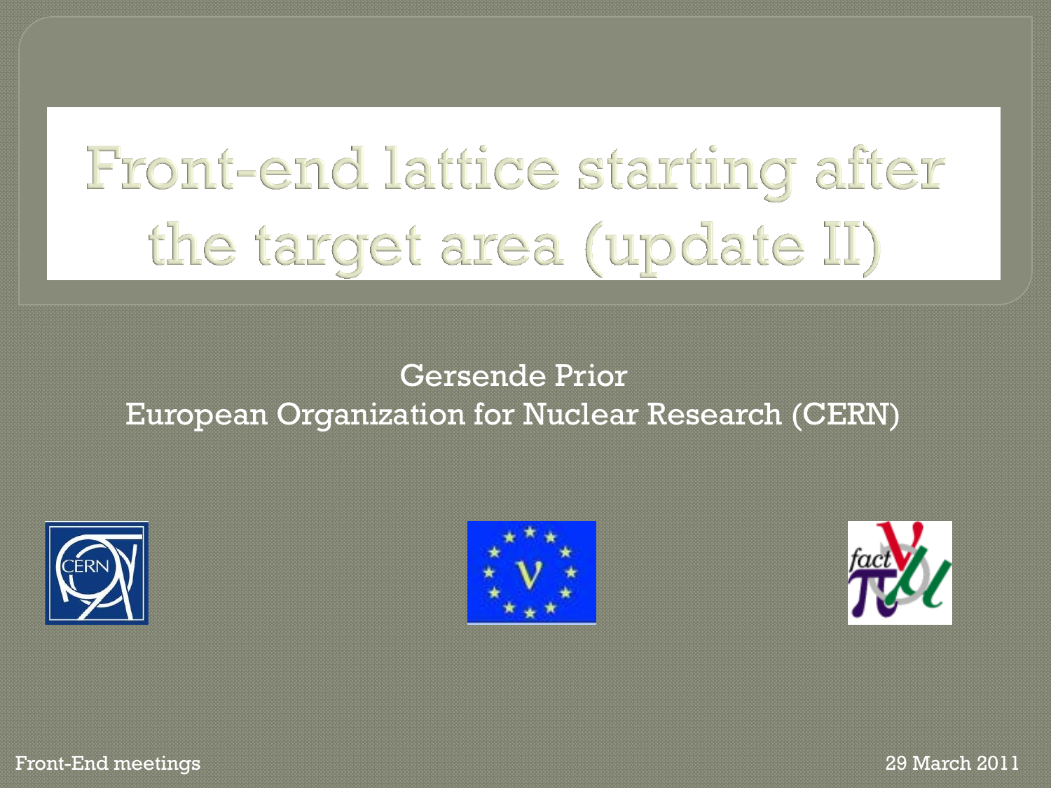# Front-end lattice starting after the target area (update II)

Gersende Prior

European Organization for Nuclear Research (CERN)

Front-End meetings

29 March 2011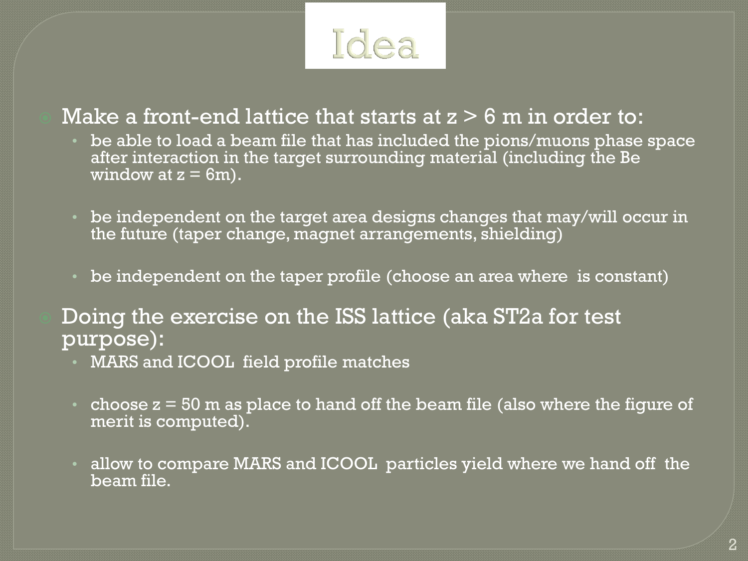# Idea

- Make a front-end lattice that starts at z > 6 m in order to:
  - be able to load a beam file that has included the pions/muons phase space after interaction in the target surrounding material (including the Be window at z = 6m).
  - be independent on the target area designs changes that may/will occur in the future (taper change, magnet arrangements, shielding)
  - be independent on the taper profile (choose an area where  is constant)
- Doing the exercise on the ISS lattice (aka ST2a for test purpose):
  - MARS and ICOOL  field profile matches
  - choose z = 50 m as place to hand off the beam file (also where the figure of merit is computed).
  - allow to compare MARS and ICOOL  particles yield where we hand off  the beam file.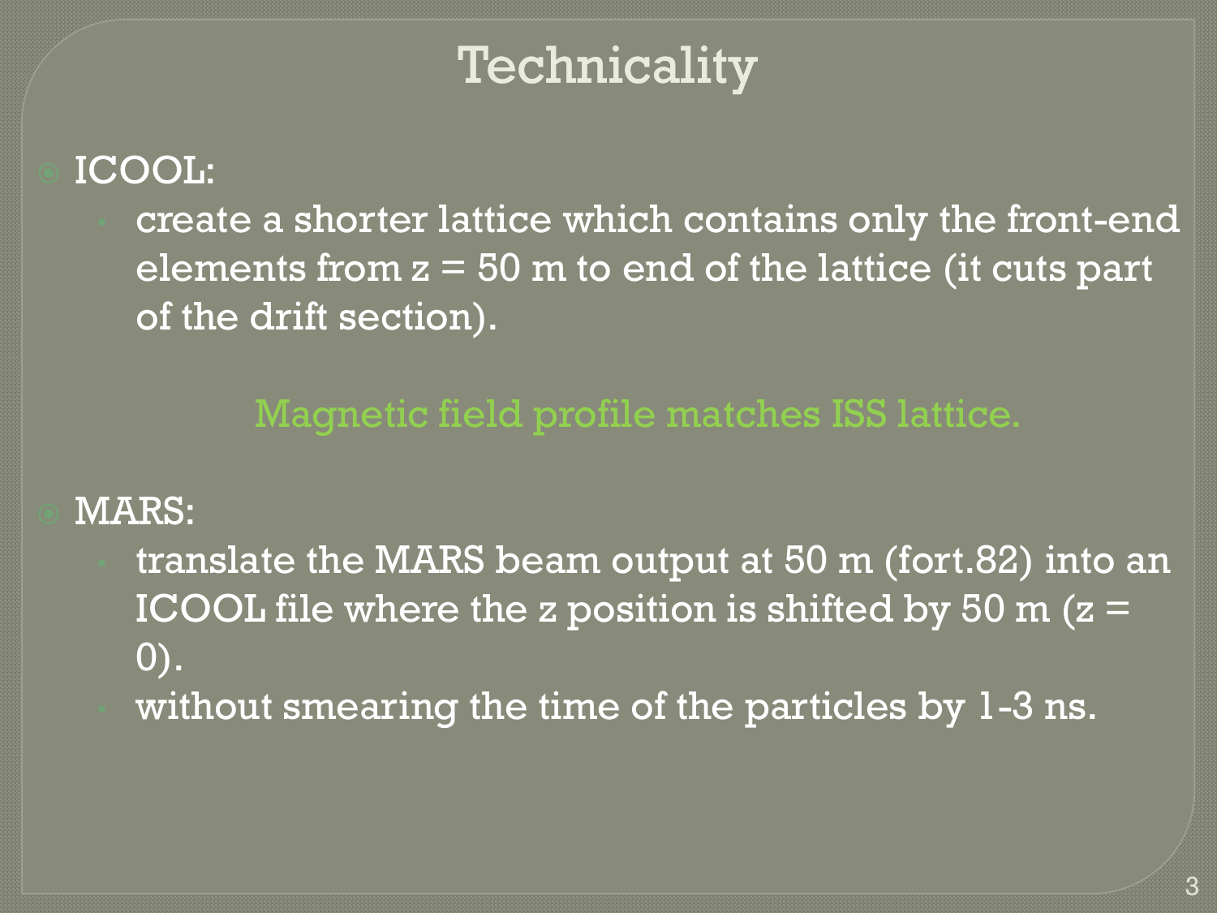# Technicality

- ICOOL:
  - create a shorter lattice which contains only the front-end elements from z = 50 m to end of the lattice (it cuts part of the drift section).

Magnetic field profile matches ISS lattice.

- MARS:
  - translate the MARS beam output at 50 m (fort.82) into an ICOOL file where the z position is shifted by 50 m (z = 0).
  - without smearing the time of the particles by 1-3 ns.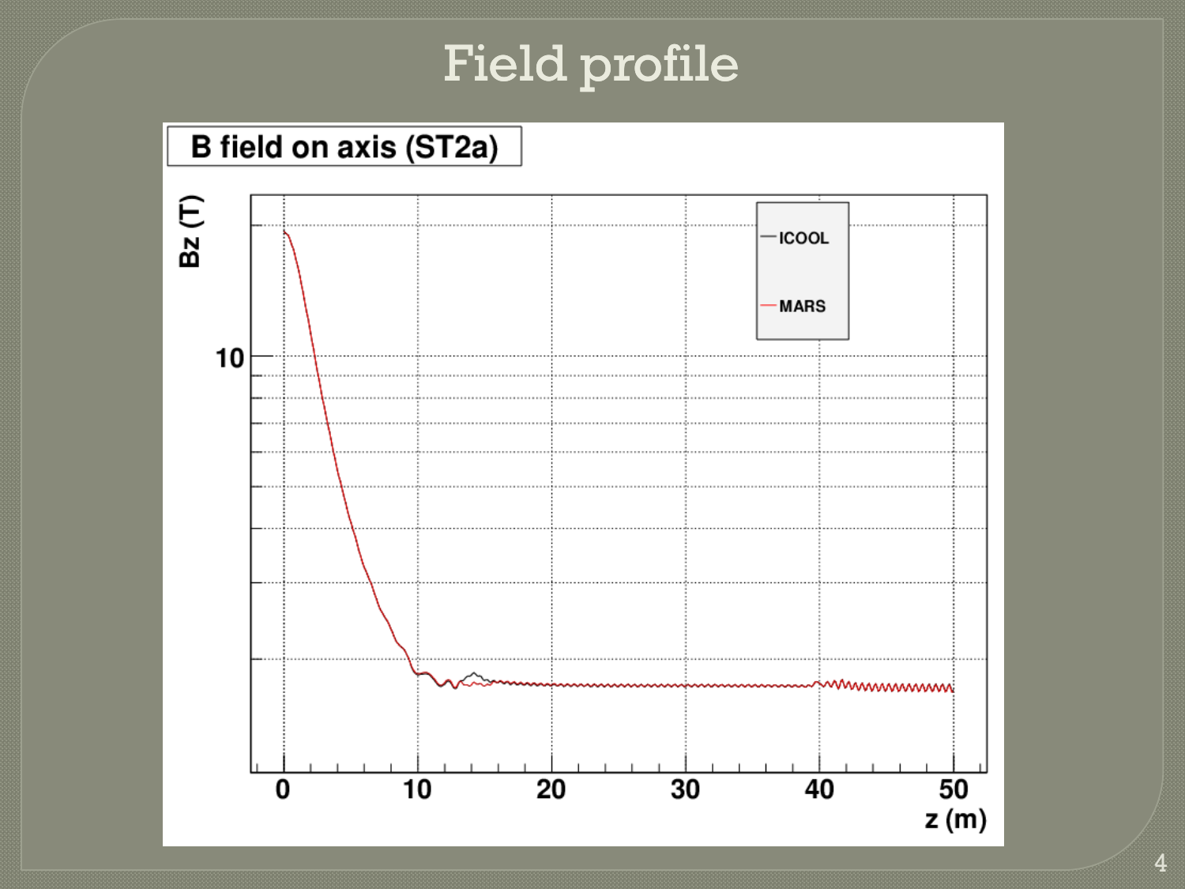# Field profile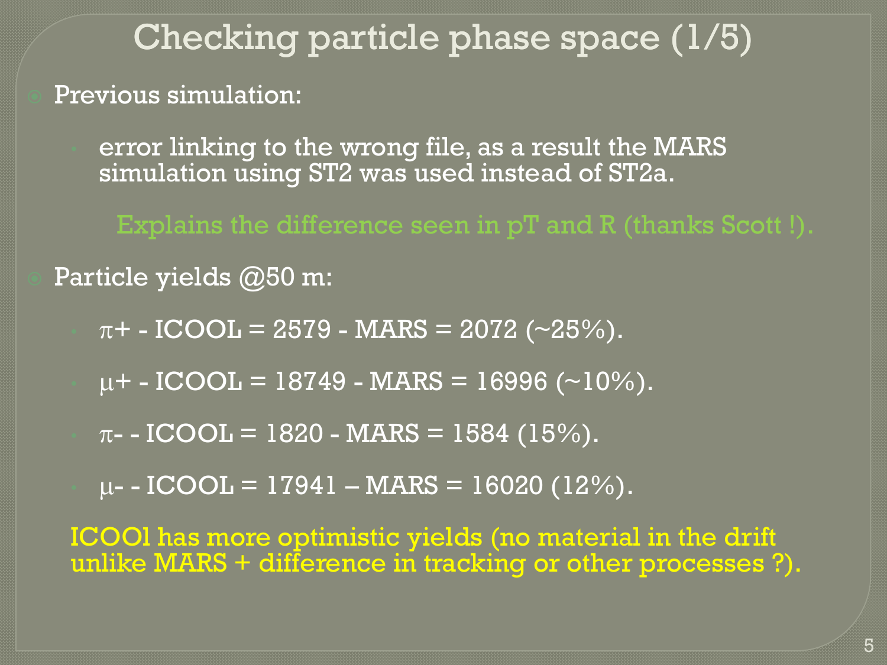# Checking particle phase space (1/5)

- Previous simulation:
  - error linking to the wrong file, as a result the MARS simulation using ST2 was used instead of ST2a.

    Explains the difference seen in pT and R (thanks Scott !).

- Particle yields @50 m:
  - $\pi+$ - ICOOL = 2579 - MARS = 2072 (~25%).
  - $\mu+$ - ICOOL = 18749 - MARS = 16996 (~10%).
  - $\pi-$ - ICOOL = 1820 - MARS = 1584 (15%).
  - $\mu-$ - ICOOL = 17941 – MARS = 16020 (12%).

  ICOOl has more optimistic yields (no material in the drift unlike MARS + difference in tracking or other processes ?).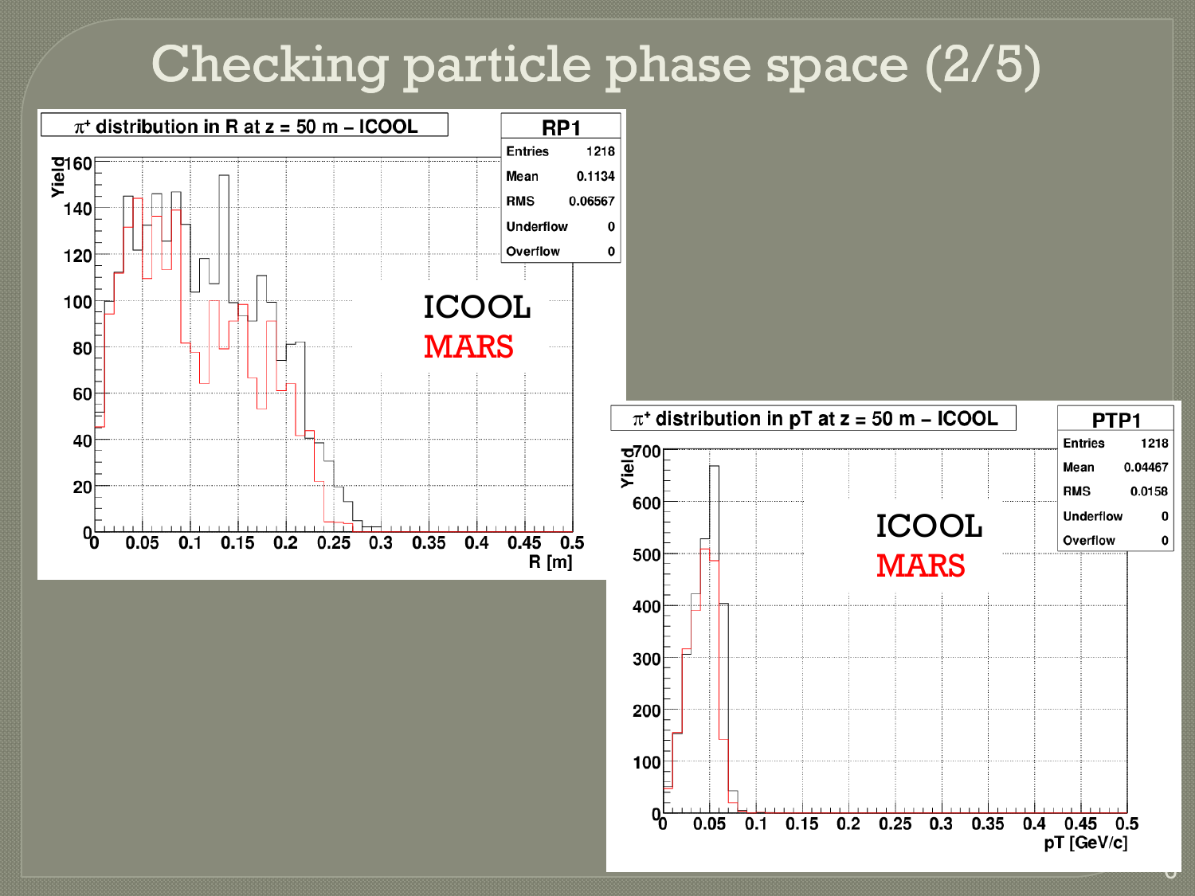# Checking particle phase space (2/5)

$\pi^+$ distribution in R at z = 50 m – ICOOL

| RP1 | |
|---|---|
| Entries | 1218 |
| Mean | 0.1134 |
| RMS | 0.06567 |
| Underflow | 0 |
| Overflow | 0 |

ICOOL
MARS

$\pi^+$ distribution in pT at z = 50 m – ICOOL

| PTP1 | |
|---|---|
| Entries | 1218 |
| Mean | 0.04467 |
| RMS | 0.0158 |
| Underflow | 0 |
| Overflow | 0 |

ICOOL
MARS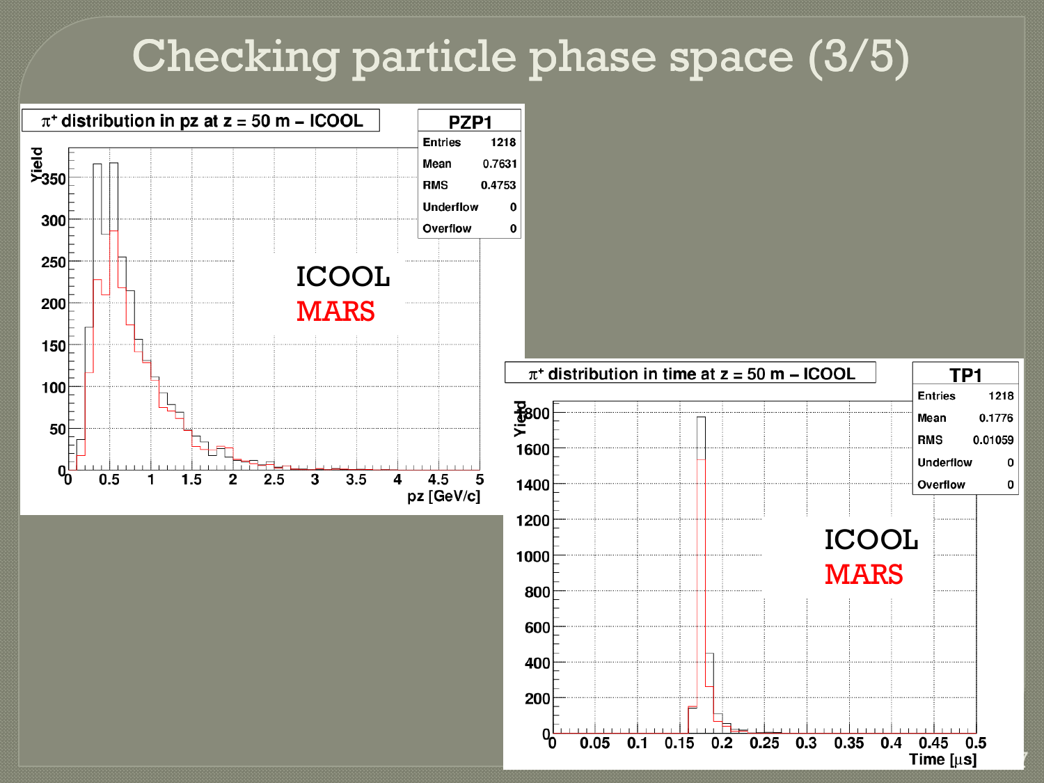# Checking particle phase space (3/5)

$\pi^+$ distribution in pz at z = 50 m – ICOOL

| PZP1 | |
|---|---|
| Entries | 1218 |
| Mean | 0.7631 |
| RMS | 0.4753 |
| Underflow | 0 |
| Overflow | 0 |

ICOOL

MARS

Yield

pz [GeV/c]

$\pi^+$ distribution in time at z = 50 m – ICOOL

| TP1 | |
|---|---|
| Entries | 1218 |
| Mean | 0.1776 |
| RMS | 0.01059 |
| Underflow | 0 |
| Overflow | 0 |

ICOOL

MARS

Yield

Time [$\mu$s]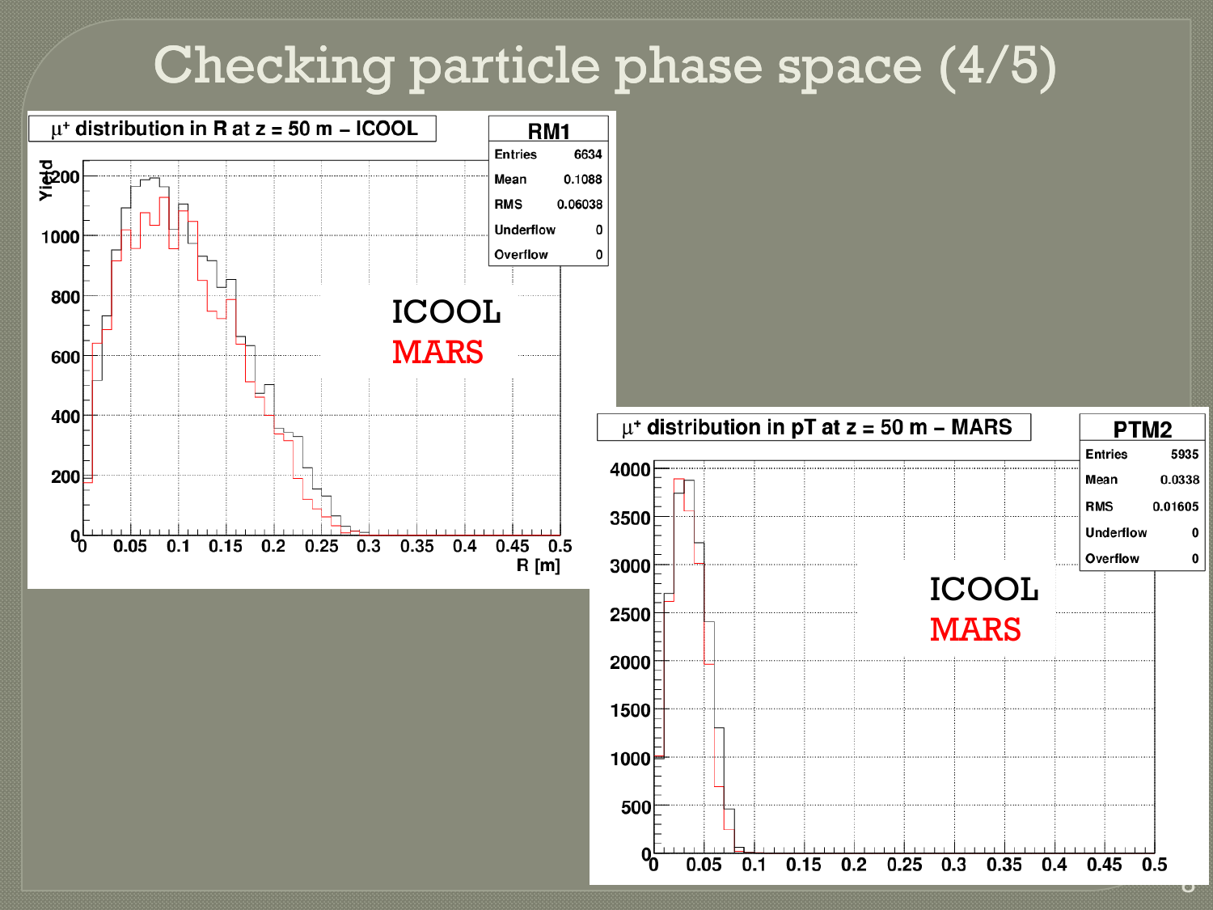# Checking particle phase space (4/5)

$\mu^+$ distribution in R at z = 50 m – ICOOL

| RM1 | |
|---|---|
| Entries | 6634 |
| Mean | 0.1088 |
| RMS | 0.06038 |
| Underflow | 0 |
| Overflow | 0 |

ICOOL

MARS

$\mu^+$ distribution in pT at z = 50 m – MARS

| PTM2 | |
|---|---|
| Entries | 5935 |
| Mean | 0.0338 |
| RMS | 0.01605 |
| Underflow | 0 |
| Overflow | 0 |

ICOOL

MARS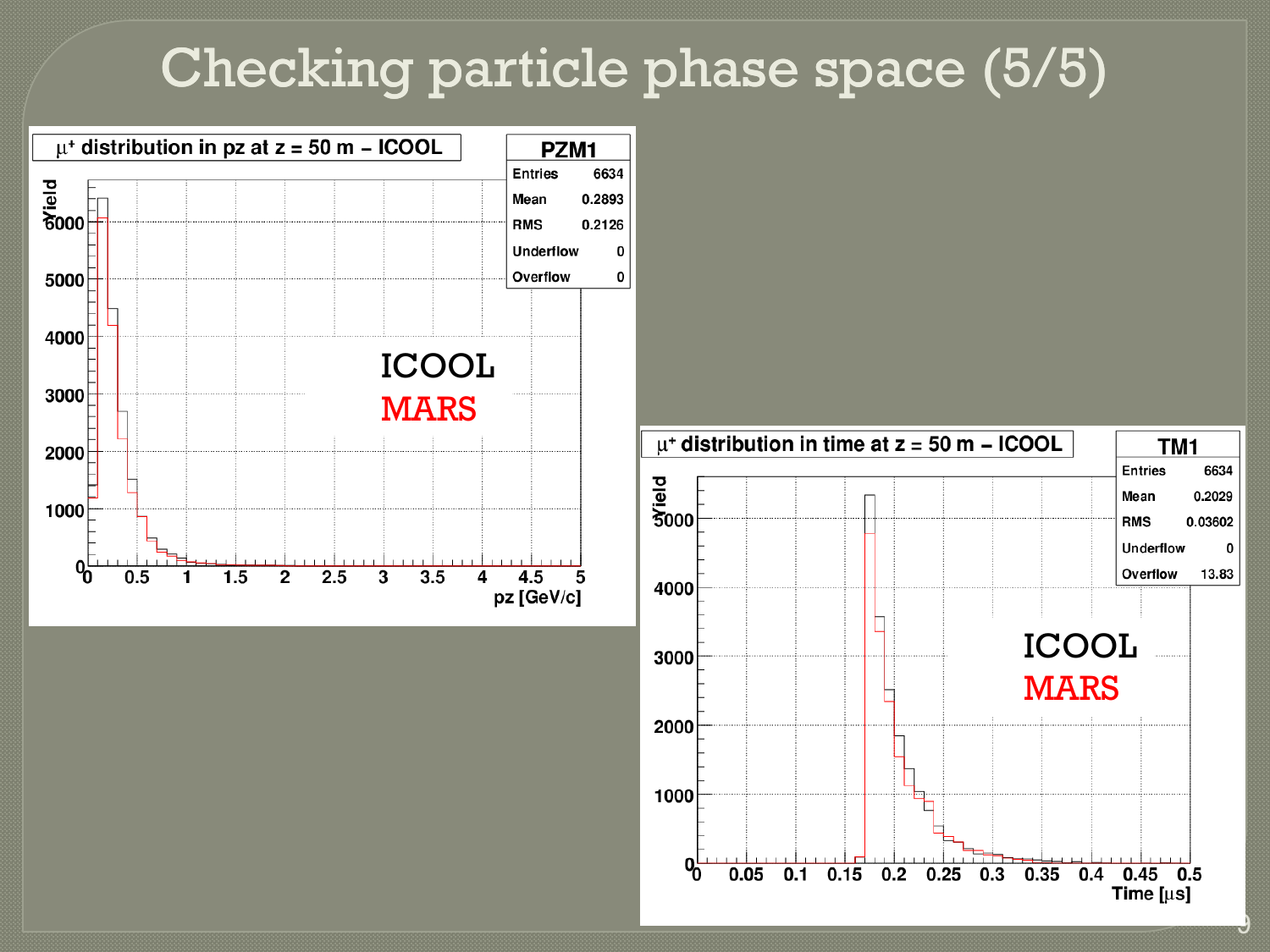# Checking particle phase space (5/5)

$\mu^+$ distribution in pz at z = 50 m – ICOOL

| PZM1 | |
|---|---|
| Entries | 6634 |
| Mean | 0.2893 |
| RMS | 0.2126 |
| Underflow | 0 |
| Overflow | 0 |

ICOOL
MARS

$\mu^+$ distribution in time at z = 50 m – ICOOL

| TM1 | |
|---|---|
| Entries | 6634 |
| Mean | 0.2029 |
| RMS | 0.03602 |
| Underflow | 0 |
| Overflow | 13.83 |

ICOOL
MARS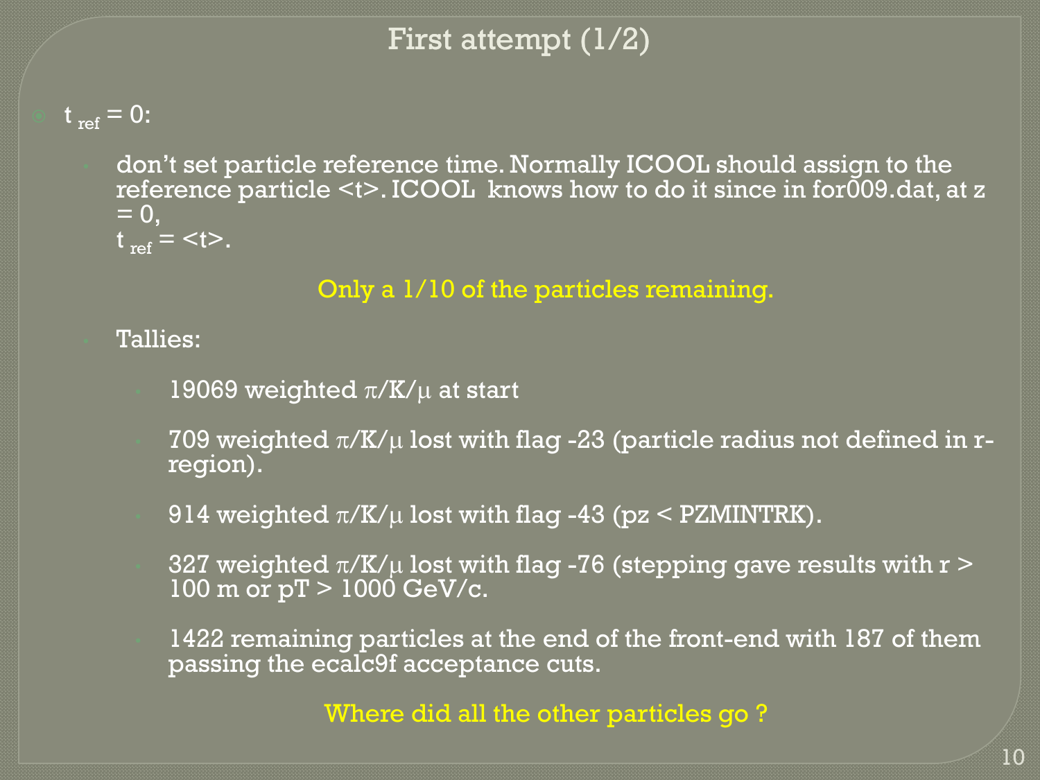# First attempt (1/2)

- $t_{ref} = 0$:
  - don't set particle reference time. Normally ICOOL should assign to the reference particle <t>. ICOOL knows how to do it since in for009.dat, at z = 0,
    $t_{ref} = \langle t \rangle$.

Only a 1/10 of the particles remaining.

  - Tallies:
    - 19069 weighted π/K/μ at start
    - 709 weighted π/K/μ lost with flag -23 (particle radius not defined in r-region).
    - 914 weighted π/K/μ lost with flag -43 (pz < PZMINTRK).
    - 327 weighted π/K/μ lost with flag -76 (stepping gave results with r > 100 m or pT > 1000 GeV/c.
    - 1422 remaining particles at the end of the front-end with 187 of them passing the ecalc9f acceptance cuts.

Where did all the other particles go ?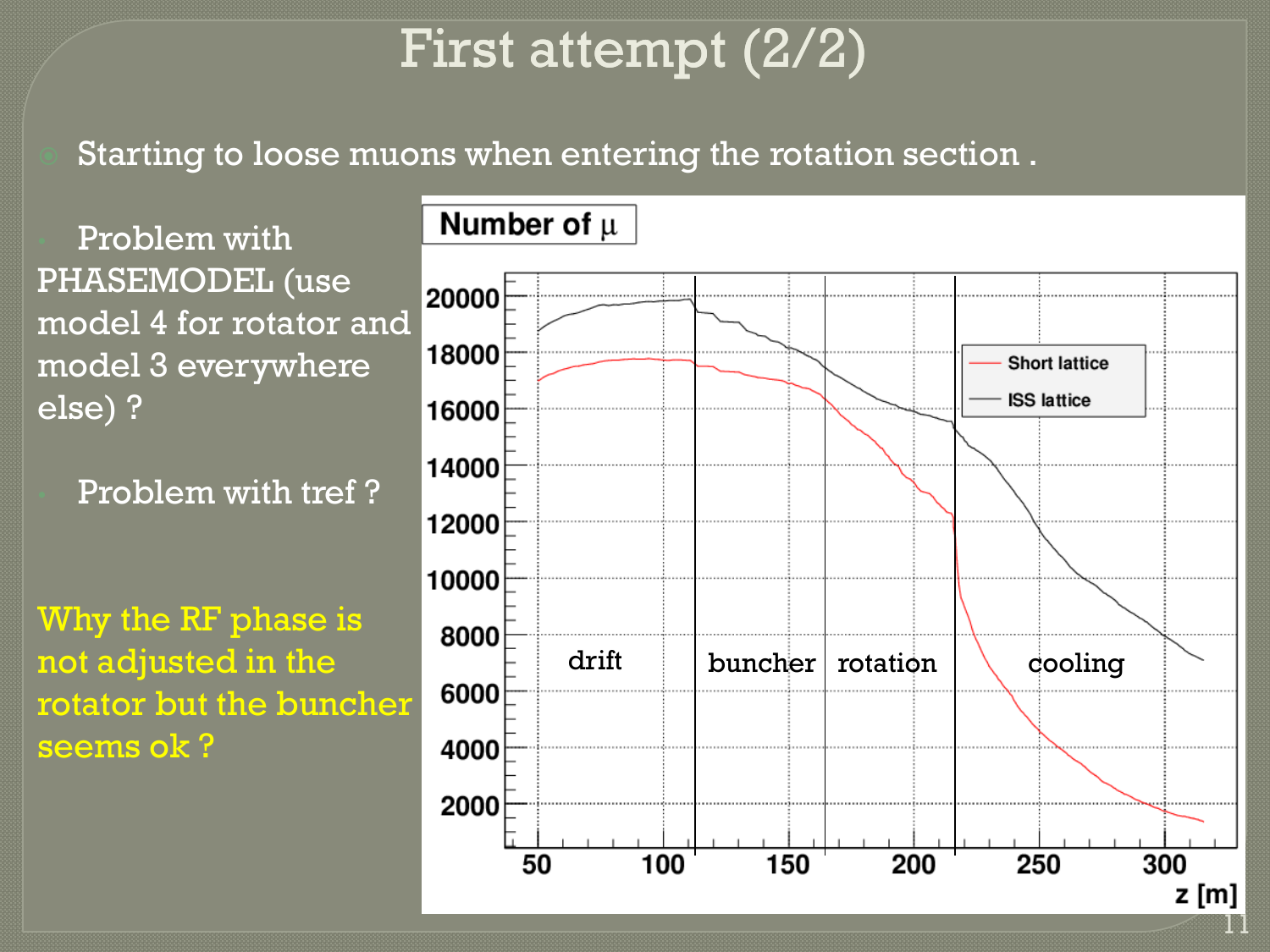# First attempt (2/2)

- Starting to loose muons when entering the rotation section .

- Problem with PHASEMODEL (use model 4 for rotator and model 3 everywhere else) ?

- Problem with tref ?

Why the RF phase is not adjusted in the rotator but the buncher seems ok ?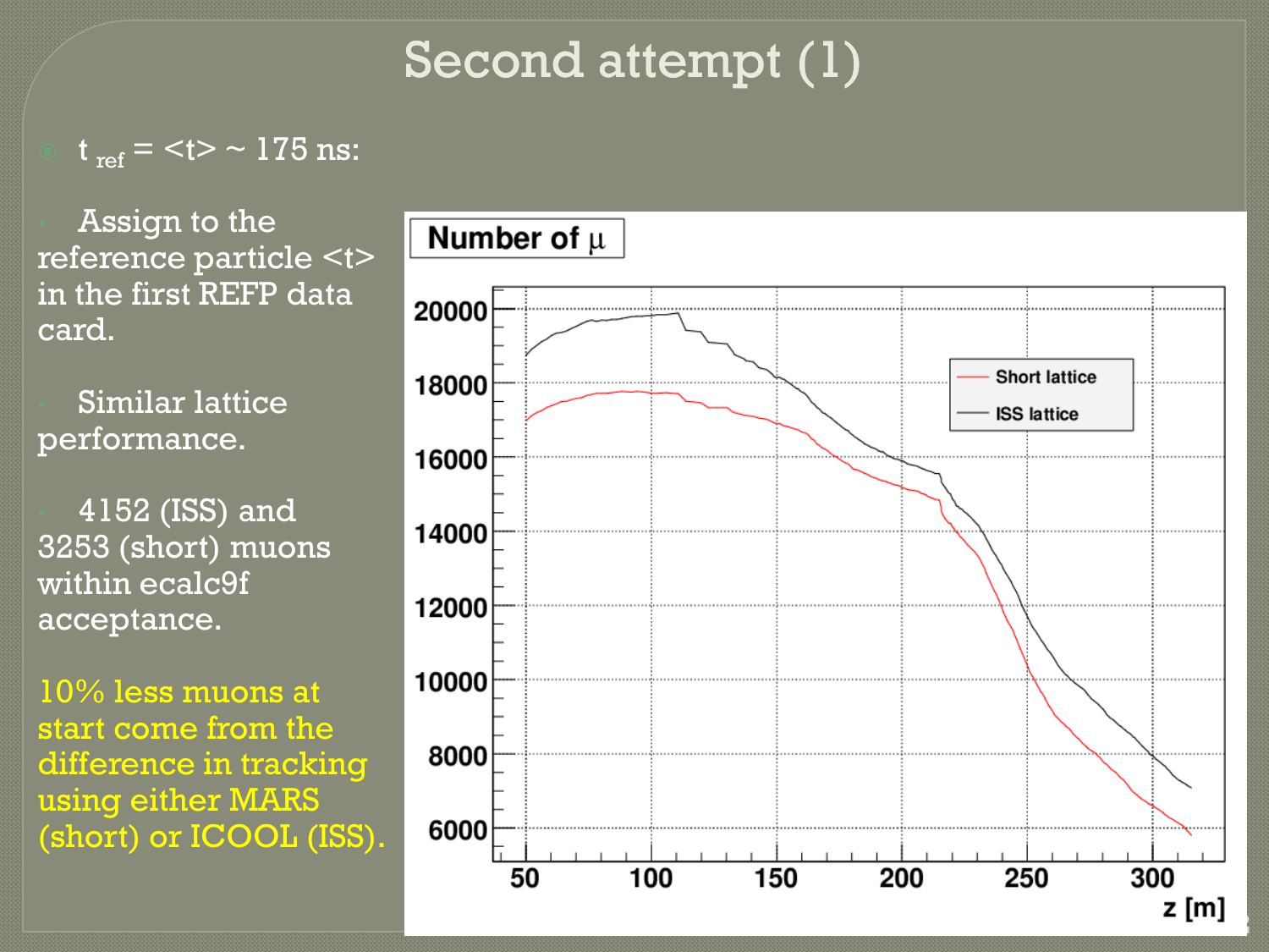# Second attempt (1)

- $t_{ref} = \langle t \rangle \sim 175$ ns:
  - Assign to the reference particle $\langle t \rangle$ in the first REFP data card.
  - Similar lattice performance.
  - 4152 (ISS) and 3253 (short) muons within ecalc9f acceptance.

10% less muons at start come from the difference in tracking using either MARS (short) or ICOOL (ISS).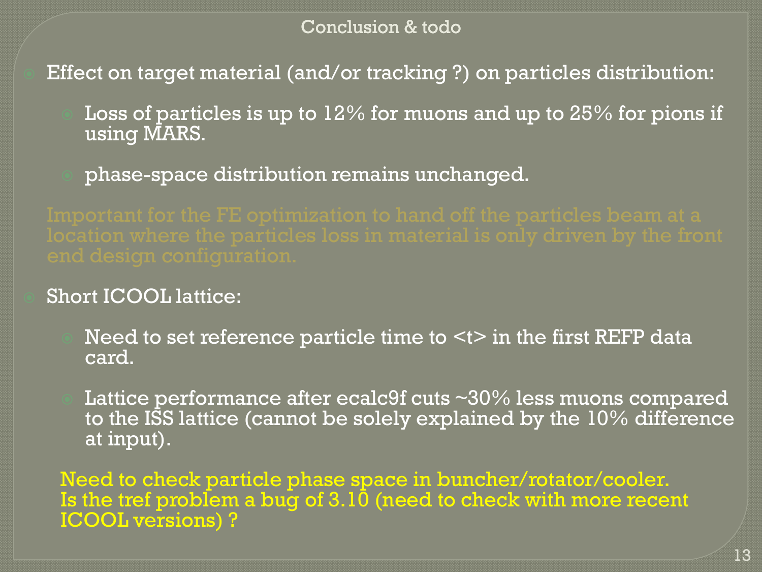# Conclusion & todo

- Effect on target material (and/or tracking ?) on particles distribution:
  - Loss of particles is up to 12% for muons and up to 25% for pions if using MARS.
  - phase-space distribution remains unchanged.

Important for the FE optimization to hand off the particles beam at a location where the particles loss in material is only driven by the front end design configuration.

- Short ICOOL lattice:
  - Need to set reference particle time to <t> in the first REFP data card.
  - Lattice performance after ecalc9f cuts ~30% less muons compared to the ISS lattice (cannot be solely explained by the 10% difference at input).

Need to check particle phase space in buncher/rotator/cooler.
Is the tref problem a bug of 3.10 (need to check with more recent ICOOL versions) ?